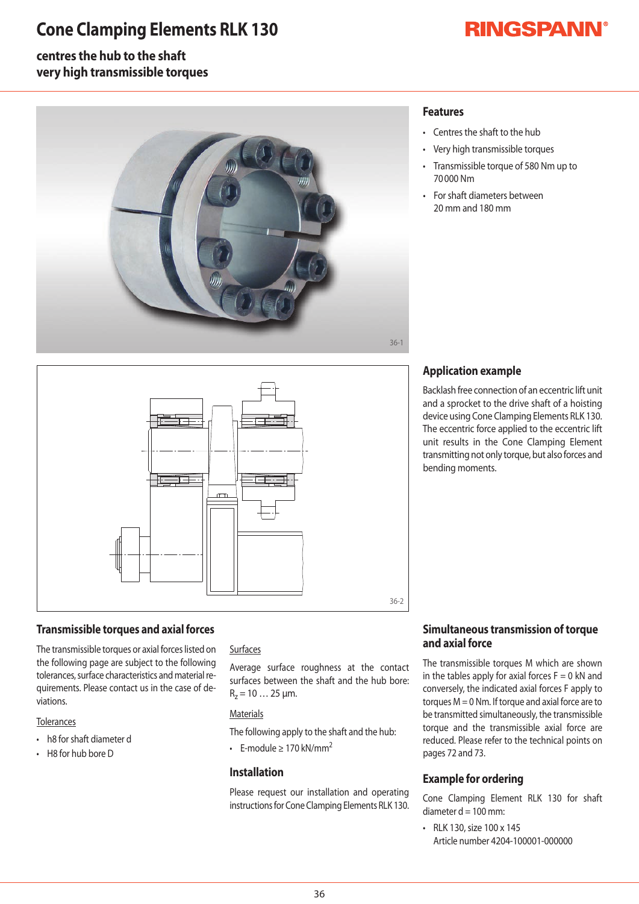# Cone Clamping Elements RLK 130

**centres the hub to the shaft**
**very high transmissible torques**

36-1

36-2

## Features

- Centres the shaft to the hub
- Very high transmissible torques
- Transmissible torque of 580 Nm up to 70 000 Nm
- For shaft diameters between 20 mm and 180 mm

## Application example

Backlash free connection of an eccentric lift unit and a sprocket to the drive shaft of a hoisting device using Cone Clamping Elements RLK 130. The eccentric force applied to the eccentric lift unit results in the Cone Clamping Element transmitting not only torque, but also forces and bending moments.

## Transmissible torques and axial forces

The transmissible torques or axial forces listed on the following page are subject to the following tolerances, surface characteristics and material requirements. Please contact us in the case of deviations.

Tolerances

- h8 for shaft diameter d
- H8 for hub bore D

Surfaces

Average surface roughness at the contact surfaces between the shaft and the hub bore: $R_z$ = 10 … 25 µm.

Materials

The following apply to the shaft and the hub:

- E-module ≥ 170 kN/mm$^2$

## Installation

Please request our installation and operating instructions for Cone Clamping Elements RLK 130.

## Simultaneous transmission of torque and axial force

The transmissible torques M which are shown in the tables apply for axial forces F = 0 kN and conversely, the indicated axial forces F apply to torques M = 0 Nm. If torque and axial force are to be transmitted simultaneously, the transmissible torque and the transmissible axial force are reduced. Please refer to the technical points on pages 72 and 73.

## Example for ordering

Cone Clamping Element RLK 130 for shaft diameter d = 100 mm:

- RLK 130, size 100 x 145
  Article number 4204-100001-000000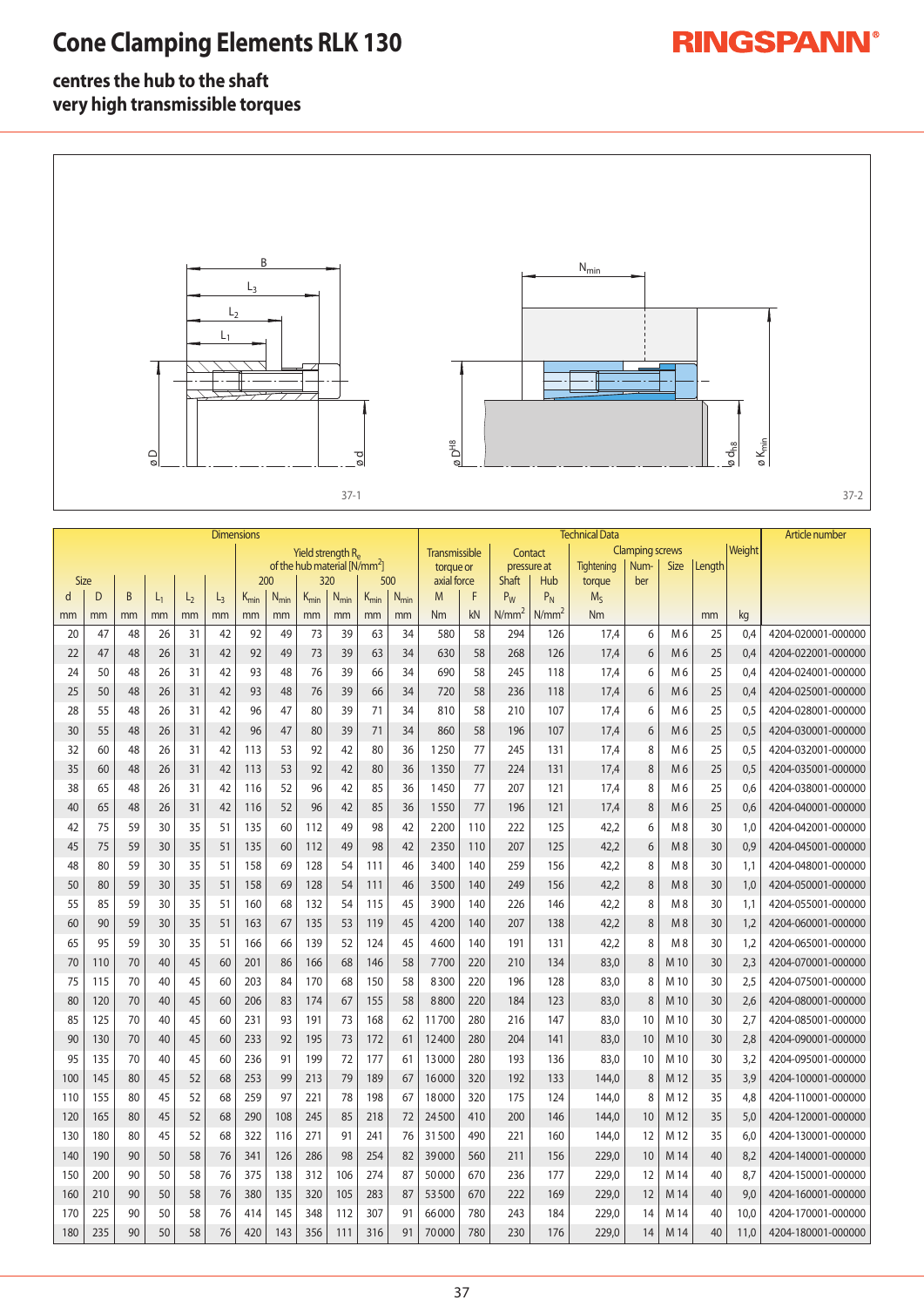# Cone Clamping Elements RLK 130

RINGSPANN®

**centres the hub to the shaft**
**very high transmissible torques**

B

$L_3$

$L_2$

$L_1$

ø D

ø d

37-1

$N_{min}$

ø $D^{H8}$

ø $d_{h8}$

ø $K_{min}$

37-2

| Dimensions | | | | | | | | | | | | Technical Data | | | | | | | | Weight | Article number |
|---|---|---|---|---|---|---|---|---|---|---|---|---|---|---|---|---|---|---|---|---|---|
| Size | | | | | | Yield strength $R_e$ of the hub material [N/mm²] | | | | | | Transmissible torque or axial force | | Contact pressure at | | Tightening torque | Clamping screws | | | | |
| | | | | | | 200 | | 320 | | 500 | | | | Shaft | Hub | | Num-ber | Size | Length | | |
| d | D | B | $L_1$ | $L_2$ | $L_3$ | $K_{min}$ | $N_{min}$ | $K_{min}$ | $N_{min}$ | $K_{min}$ | $N_{min}$ | M | F | $P_W$ | $P_N$ | $M_S$ | | | | | |
| mm | mm | mm | mm | mm | mm | mm | mm | mm | mm | mm | mm | Nm | kN | N/mm² | N/mm² | Nm | | | mm | kg | |
| 20 | 47 | 48 | 26 | 31 | 42 | 92 | 49 | 73 | 39 | 63 | 34 | 580 | 58 | 294 | 126 | 17,4 | 6 | M 6 | 25 | 0,4 | 4204-020001-000000 |
| 22 | 47 | 48 | 26 | 31 | 42 | 92 | 49 | 73 | 39 | 63 | 34 | 630 | 58 | 268 | 126 | 17,4 | 6 | M 6 | 25 | 0,4 | 4204-022001-000000 |
| 24 | 50 | 48 | 26 | 31 | 42 | 93 | 48 | 76 | 39 | 66 | 34 | 690 | 58 | 245 | 118 | 17,4 | 6 | M 6 | 25 | 0,4 | 4204-024001-000000 |
| 25 | 50 | 48 | 26 | 31 | 42 | 93 | 48 | 76 | 39 | 66 | 34 | 720 | 58 | 236 | 118 | 17,4 | 6 | M 6 | 25 | 0,4 | 4204-025001-000000 |
| 28 | 55 | 48 | 26 | 31 | 42 | 96 | 47 | 80 | 39 | 71 | 34 | 810 | 58 | 210 | 107 | 17,4 | 6 | M 6 | 25 | 0,5 | 4204-028001-000000 |
| 30 | 55 | 48 | 26 | 31 | 42 | 96 | 47 | 80 | 39 | 71 | 34 | 860 | 58 | 196 | 107 | 17,4 | 6 | M 6 | 25 | 0,5 | 4204-030001-000000 |
| 32 | 60 | 48 | 26 | 31 | 42 | 113 | 53 | 92 | 42 | 80 | 36 | 1 250 | 77 | 245 | 131 | 17,4 | 8 | M 6 | 25 | 0,5 | 4204-032001-000000 |
| 35 | 60 | 48 | 26 | 31 | 42 | 113 | 53 | 92 | 42 | 80 | 36 | 1 350 | 77 | 224 | 131 | 17,4 | 8 | M 6 | 25 | 0,5 | 4204-035001-000000 |
| 38 | 65 | 48 | 26 | 31 | 42 | 116 | 52 | 96 | 42 | 85 | 36 | 1 450 | 77 | 207 | 121 | 17,4 | 8 | M 6 | 25 | 0,6 | 4204-038001-000000 |
| 40 | 65 | 48 | 26 | 31 | 42 | 116 | 52 | 96 | 42 | 85 | 36 | 1 550 | 77 | 196 | 121 | 17,4 | 8 | M 6 | 25 | 0,6 | 4204-040001-000000 |
| 42 | 75 | 59 | 30 | 35 | 51 | 135 | 60 | 112 | 49 | 98 | 42 | 2 200 | 110 | 222 | 125 | 42,2 | 6 | M 8 | 30 | 1,0 | 4204-042001-000000 |
| 45 | 75 | 59 | 30 | 35 | 51 | 135 | 60 | 112 | 49 | 98 | 42 | 2 350 | 110 | 207 | 125 | 42,2 | 6 | M 8 | 30 | 0,9 | 4204-045001-000000 |
| 48 | 80 | 59 | 30 | 35 | 51 | 158 | 69 | 128 | 54 | 111 | 46 | 3 400 | 140 | 259 | 156 | 42,2 | 8 | M 8 | 30 | 1,1 | 4204-048001-000000 |
| 50 | 80 | 59 | 30 | 35 | 51 | 158 | 69 | 128 | 54 | 111 | 46 | 3 500 | 140 | 249 | 156 | 42,2 | 8 | M 8 | 30 | 1,0 | 4204-050001-000000 |
| 55 | 85 | 59 | 30 | 35 | 51 | 160 | 68 | 132 | 54 | 115 | 45 | 3 900 | 140 | 226 | 146 | 42,2 | 8 | M 8 | 30 | 1,1 | 4204-055001-000000 |
| 60 | 90 | 59 | 30 | 35 | 51 | 163 | 67 | 135 | 53 | 119 | 45 | 4 200 | 140 | 207 | 138 | 42,2 | 8 | M 8 | 30 | 1,2 | 4204-060001-000000 |
| 65 | 95 | 59 | 30 | 35 | 51 | 166 | 66 | 139 | 52 | 124 | 45 | 4 600 | 140 | 191 | 131 | 42,2 | 8 | M 8 | 30 | 1,2 | 4204-065001-000000 |
| 70 | 110 | 70 | 40 | 45 | 60 | 201 | 86 | 166 | 68 | 146 | 58 | 7 700 | 220 | 210 | 134 | 83,0 | 8 | M 10 | 30 | 2,3 | 4204-070001-000000 |
| 75 | 115 | 70 | 40 | 45 | 60 | 203 | 84 | 170 | 68 | 150 | 58 | 8 300 | 220 | 196 | 128 | 83,0 | 8 | M 10 | 30 | 2,5 | 4204-075001-000000 |
| 80 | 120 | 70 | 40 | 45 | 60 | 206 | 83 | 174 | 67 | 155 | 58 | 8 800 | 220 | 184 | 123 | 83,0 | 8 | M 10 | 30 | 2,6 | 4204-080001-000000 |
| 85 | 125 | 70 | 40 | 45 | 60 | 231 | 93 | 191 | 73 | 168 | 62 | 11 700 | 280 | 216 | 147 | 83,0 | 10 | M 10 | 30 | 2,7 | 4204-085001-000000 |
| 90 | 130 | 70 | 40 | 45 | 60 | 233 | 92 | 195 | 73 | 172 | 61 | 12 400 | 280 | 204 | 141 | 83,0 | 10 | M 10 | 30 | 2,8 | 4204-090001-000000 |
| 95 | 135 | 70 | 40 | 45 | 60 | 236 | 91 | 199 | 72 | 177 | 61 | 13 000 | 280 | 193 | 136 | 83,0 | 10 | M 10 | 30 | 3,2 | 4204-095001-000000 |
| 100 | 145 | 80 | 45 | 52 | 68 | 253 | 99 | 213 | 79 | 189 | 67 | 16 000 | 320 | 192 | 133 | 144,0 | 8 | M 12 | 35 | 3,9 | 4204-100001-000000 |
| 110 | 155 | 80 | 45 | 52 | 68 | 259 | 97 | 221 | 78 | 198 | 67 | 18 000 | 320 | 175 | 124 | 144,0 | 8 | M 12 | 35 | 4,8 | 4204-110001-000000 |
| 120 | 165 | 80 | 45 | 52 | 68 | 290 | 108 | 245 | 85 | 218 | 72 | 24 500 | 410 | 200 | 146 | 144,0 | 10 | M 12 | 35 | 5,0 | 4204-120001-000000 |
| 130 | 180 | 80 | 45 | 52 | 68 | 322 | 116 | 271 | 91 | 241 | 76 | 31 500 | 490 | 221 | 160 | 144,0 | 12 | M 12 | 35 | 6,0 | 4204-130001-000000 |
| 140 | 190 | 90 | 50 | 58 | 76 | 341 | 126 | 286 | 98 | 254 | 82 | 39 000 | 560 | 211 | 156 | 229,0 | 10 | M 14 | 40 | 8,2 | 4204-140001-000000 |
| 150 | 200 | 90 | 50 | 58 | 76 | 375 | 138 | 312 | 106 | 274 | 87 | 50 000 | 670 | 236 | 177 | 229,0 | 12 | M 14 | 40 | 8,7 | 4204-150001-000000 |
| 160 | 210 | 90 | 50 | 58 | 76 | 380 | 135 | 320 | 105 | 283 | 87 | 53 500 | 670 | 222 | 169 | 229,0 | 12 | M 14 | 40 | 9,0 | 4204-160001-000000 |
| 170 | 225 | 90 | 50 | 58 | 76 | 414 | 145 | 348 | 112 | 307 | 91 | 66 000 | 780 | 243 | 184 | 229,0 | 14 | M 14 | 40 | 10,0 | 4204-170001-000000 |
| 180 | 235 | 90 | 50 | 58 | 76 | 420 | 143 | 356 | 111 | 316 | 91 | 70 000 | 780 | 230 | 176 | 229,0 | 14 | M 14 | 40 | 11,0 | 4204-180001-000000 |